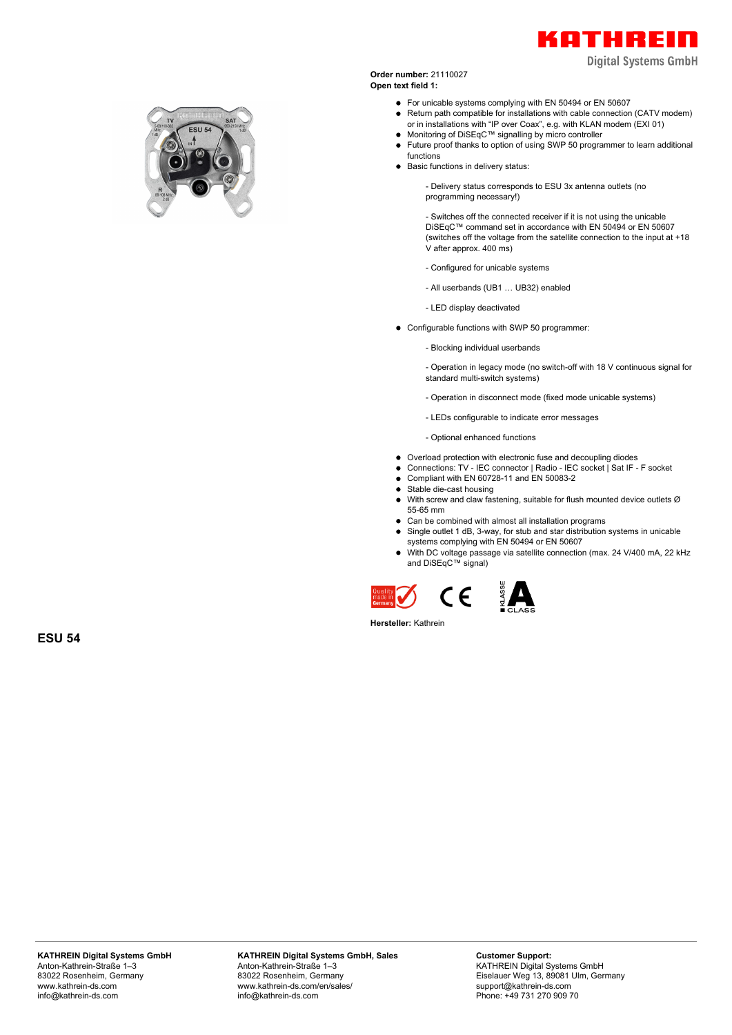**Order number:** 21110027
**Open text field 1:**

- For unicable systems complying with EN 50494 or EN 50607
- Return path compatible for installations with cable connection (CATV modem) or in installations with "IP over Coax", e.g. with KLAN modem (EXI 01)
- Monitoring of DiSEqC™ signalling by micro controller
- Future proof thanks to option of using SWP 50 programmer to learn additional functions
- Basic functions in delivery status:

  - Delivery status corresponds to ESU 3x antenna outlets (no programming necessary!)

  - Switches off the connected receiver if it is not using the unicable DiSEqC™ command set in accordance with EN 50494 or EN 50607 (switches off the voltage from the satellite connection to the input at +18 V after approx. 400 ms)

  - Configured for unicable systems

  - All userbands (UB1 … UB32) enabled

  - LED display deactivated

- Configurable functions with SWP 50 programmer:

  - Blocking individual userbands

  - Operation in legacy mode (no switch-off with 18 V continuous signal for standard multi-switch systems)

  - Operation in disconnect mode (fixed mode unicable systems)

  - LEDs configurable to indicate error messages

  - Optional enhanced functions

- Overload protection with electronic fuse and decoupling diodes
- Connections: TV - IEC connector | Radio - IEC socket | Sat IF - F socket
- Compliant with EN 60728-11 and EN 50083-2
- Stable die-cast housing
- With screw and claw fastening, suitable for flush mounted device outlets Ø 55-65 mm
- Can be combined with almost all installation programs
- Single outlet 1 dB, 3-way, for stub and star distribution systems in unicable systems complying with EN 50494 or EN 50607
- With DC voltage passage via satellite connection (max. 24 V/400 mA, 22 kHz and DiSEqC™ signal)

**Hersteller:** Kathrein

## ESU 54

**KATHREIN Digital Systems GmbH**
Anton-Kathrein-Straße 1–3
83022 Rosenheim, Germany
www.kathrein-ds.com
info@kathrein-ds.com

**KATHREIN Digital Systems GmbH, Sales**
Anton-Kathrein-Straße 1–3
83022 Rosenheim, Germany
www.kathrein-ds.com/en/sales/
info@kathrein-ds.com

**Customer Support:**
KATHREIN Digital Systems GmbH
Eiselauer Weg 13, 89081 Ulm, Germany
support@kathrein-ds.com
Phone: +49 731 270 909 70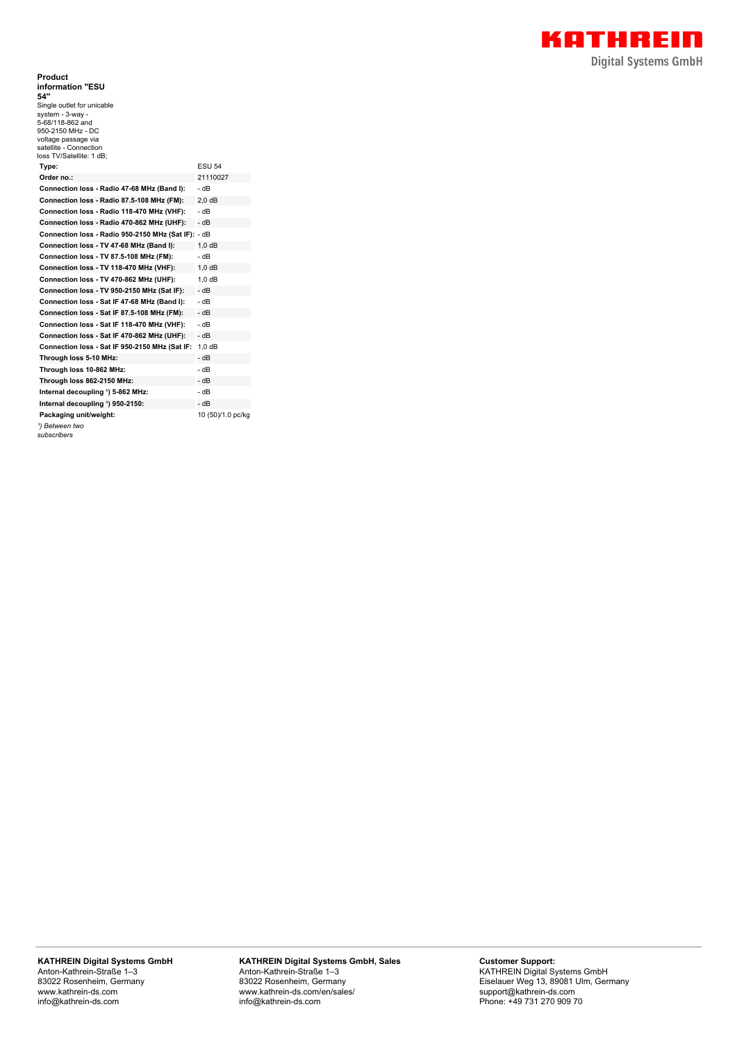**Product information "ESU 54"**

Single outlet for unicable system - 3-way - 5-68/118-862 and 950-2150 MHz - DC voltage passage via satellite - Connection loss TV/Satellite: 1 dB;

| | |
|---|---|
| **Type:** | ESU 54 |
| **Order no.:** | 21110027 |
| **Connection loss - Radio 47-68 MHz (Band I):** | - dB |
| **Connection loss - Radio 87.5-108 MHz (FM):** | 2,0 dB |
| **Connection loss - Radio 118-470 MHz (VHF):** | - dB |
| **Connection loss - Radio 470-862 MHz (UHF):** | - dB |
| **Connection loss - Radio 950-2150 MHz (Sat IF):** | - dB |
| **Connection loss - TV 47-68 MHz (Band I):** | 1,0 dB |
| **Connection loss - TV 87.5-108 MHz (FM):** | - dB |
| **Connection loss - TV 118-470 MHz (VHF):** | 1,0 dB |
| **Connection loss - TV 470-862 MHz (UHF):** | 1,0 dB |
| **Connection loss - TV 950-2150 MHz (Sat IF):** | - dB |
| **Connection loss - Sat IF 47-68 MHz (Band I):** | - dB |
| **Connection loss - Sat IF 87.5-108 MHz (FM):** | - dB |
| **Connection loss - Sat IF 118-470 MHz (VHF):** | - dB |
| **Connection loss - Sat IF 470-862 MHz (UHF):** | - dB |
| **Connection loss - Sat IF 950-2150 MHz (Sat IF:** | 1,0 dB |
| **Through loss 5-10 MHz:** | - dB |
| **Through loss 10-862 MHz:** | - dB |
| **Through loss 862-2150 MHz:** | - dB |
| **Internal decoupling ¹) 5-862 MHz:** | - dB |
| **Internal decoupling ¹) 950-2150:** | - dB |
| **Packaging unit/weight:** | 10 (50)/1.0 pc/kg |

*¹) Between two subscribers*

**KATHREIN Digital Systems GmbH**
Anton-Kathrein-Straße 1–3
83022 Rosenheim, Germany
www.kathrein-ds.com
info@kathrein-ds.com

**KATHREIN Digital Systems GmbH, Sales**
Anton-Kathrein-Straße 1–3
83022 Rosenheim, Germany
www.kathrein-ds.com/en/sales/
info@kathrein-ds.com

**Customer Support:**
KATHREIN Digital Systems GmbH
Eiselauer Weg 13, 89081 Ulm, Germany
support@kathrein-ds.com
Phone: +49 731 270 909 70